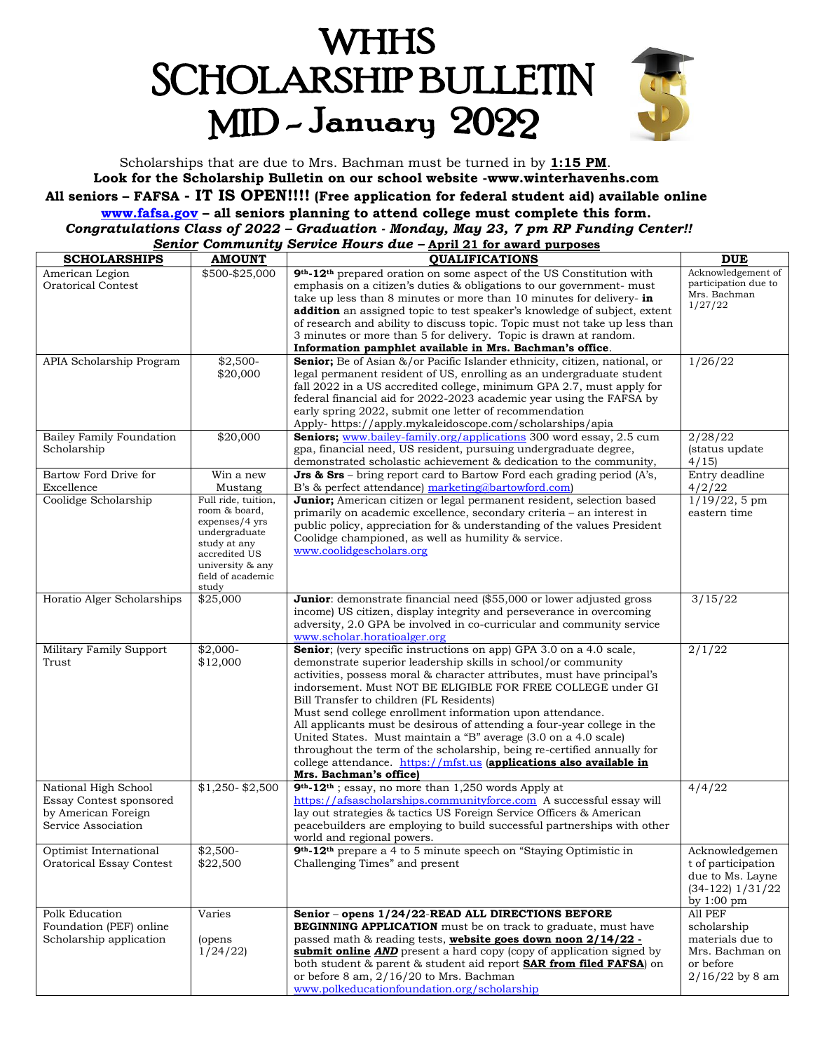# WHHS SCHOLARSHIP BULLETIN MID – January 2022

Scholarships that are due to Mrs. Bachman must be turned in by **1:15 PM**.

**Look for the Scholarship Bulletin on our school website -www.winterhavenhs.com**

**All seniors – FAFSA - IT IS OPEN!!!! (Free application for federal student aid) available online www.fafsa.gov – all seniors planning to attend college must complete this form.**

***Congratulations Class of 2022 – Graduation - Monday, May 23, 7 pm RP Funding Center!!***

***Senior Community Service Hours due –* April 21 for award purposes**

| SCHOLARSHIPS | AMOUNT | QUALIFICATIONS | DUE |
|---|---|---|---|
| American Legion Oratorical Contest | $500-$25,000 | **9th-12th** prepared oration on some aspect of the US Constitution with emphasis on a citizen's duties & obligations to our government- must take up less than 8 minutes or more than 10 minutes for delivery- **in addition** an assigned topic to test speaker's knowledge of subject, extent of research and ability to discuss topic. Topic must not take up less than 3 minutes or more than 5 for delivery. Topic is drawn at random. **Information pamphlet available in Mrs. Bachman's office**. | Acknowledgement of participation due to Mrs. Bachman 1/27/22 |
| APIA Scholarship Program | $2,500-$20,000 | **Senior;** Be of Asian &/or Pacific Islander ethnicity, citizen, national, or legal permanent resident of US, enrolling as an undergraduate student fall 2022 in a US accredited college, minimum GPA 2.7, must apply for federal financial aid for 2022-2023 academic year using the FAFSA by early spring 2022, submit one letter of recommendation Apply- https://apply.mykaleidoscope.com/scholarships/apia | 1/26/22 |
| Bailey Family Foundation Scholarship | $20,000 | **Seniors;** www.bailey-family.org/applications 300 word essay, 2.5 cum gpa, financial need, US resident, pursuing undergraduate degree, demonstrated scholastic achievement & dedication to the community, | 2/28/22 (status update 4/15) |
| Bartow Ford Drive for Excellence | Win a new Mustang | **Jrs & Srs** – bring report card to Bartow Ford each grading period (A's, B's & perfect attendance) marketing@bartowford.com) | Entry deadline 4/2/22 |
| Coolidge Scholarship | Full ride, tuition, room & board, expenses/4 yrs undergraduate study at any accredited US university & any field of academic study | **Junior;** American citizen or legal permanent resident, selection based primarily on academic excellence, secondary criteria – an interest in public policy, appreciation for & understanding of the values President Coolidge championed, as well as humility & service. www.coolidgescholars.org | 1/19/22, 5 pm eastern time |
| Horatio Alger Scholarships | $25,000 | **Junior**: demonstrate financial need ($55,000 or lower adjusted gross income) US citizen, display integrity and perseverance in overcoming adversity, 2.0 GPA be involved in co-curricular and community service www.scholar.horatioalger.org | 3/15/22 |
| Military Family Support Trust | $2,000-$12,000 | **Senior**; (very specific instructions on app) GPA 3.0 on a 4.0 scale, demonstrate superior leadership skills in school/or community activities, possess moral & character attributes, must have principal's indorsement. Must NOT BE ELIGIBLE FOR FREE COLLEGE under GI Bill Transfer to children (FL Residents) Must send college enrollment information upon attendance. All applicants must be desirous of attending a four-year college in the United States. Must maintain a "B" average (3.0 on a 4.0 scale) throughout the term of the scholarship, being re-certified annually for college attendance. https://mfst.us (**applications also available in Mrs. Bachman's office)** | 2/1/22 |
| National High School Essay Contest sponsored by American Foreign Service Association | $1,250- $2,500 | **9th-12th** ; essay, no more than 1,250 words Apply at https://afsascholarships.communityforce.com A successful essay will lay out strategies & tactics US Foreign Service Officers & American peacebuilders are employing to build successful partnerships with other world and regional powers. | 4/4/22 |
| Optimist International Oratorical Essay Contest | $2,500-$22,500 | **9th-12th** prepare a 4 to 5 minute speech on "Staying Optimistic in Challenging Times" and present | Acknowledgement of participation due to Ms. Layne (34-122) 1/31/22 by 1:00 pm |
| Polk Education Foundation (PEF) online Scholarship application | Varies (opens 1/24/22) | **Senior – opens 1/24/22-READ ALL DIRECTIONS BEFORE BEGINNING APPLICATION** must be on track to graduate, must have passed math & reading tests, **website goes down noon 2/14/22 - submit online *AND*** present a hard copy (copy of application signed by both student & parent & student aid report **SAR from filed FAFSA**) on or before 8 am, 2/16/20 to Mrs. Bachman www.polkeducationfoundation.org/scholarship | All PEF scholarship materials due to Mrs. Bachman on or before 2/16/22 by 8 am |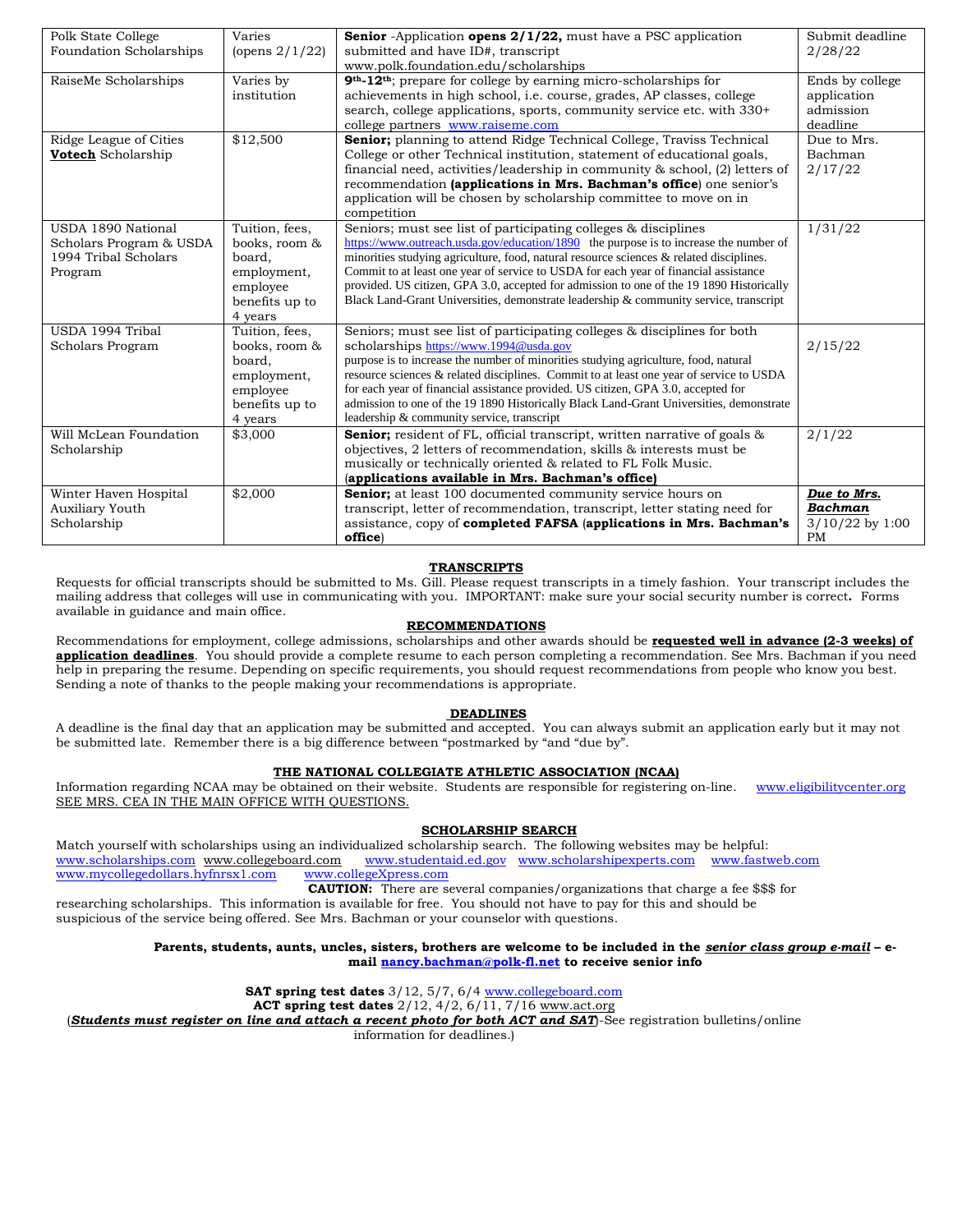| | | | |
|---|---|---|---|
| Polk State College Foundation Scholarships | Varies (opens 2/1/22) | **Senior** -Application **opens 2/1/22,** must have a PSC application submitted and have ID#, transcript www.polk.foundation.edu/scholarships | Submit deadline 2/28/22 |
| RaiseMe Scholarships | Varies by institution | **9th-12th**; prepare for college by earning micro-scholarships for achievements in high school, i.e. course, grades, AP classes, college search, college applications, sports, community service etc. with 330+ college partners www.raiseme.com | Ends by college application admission deadline |
| Ridge League of Cities **Votech** Scholarship | $12,500 | **Senior;** planning to attend Ridge Technical College, Traviss Technical College or other Technical institution, statement of educational goals, financial need, activities/leadership in community & school, (2) letters of recommendation **(applications in Mrs. Bachman's office**) one senior's application will be chosen by scholarship committee to move on in competition | Due to Mrs. Bachman 2/17/22 |
| USDA 1890 National Scholars Program & USDA 1994 Tribal Scholars Program | Tuition, fees, books, room & board, employment, employee benefits up to 4 years | Seniors; must see list of participating colleges & disciplines https://www.outreach.usda.gov/education/1890 the purpose is to increase the number of minorities studying agriculture, food, natural resource sciences & related disciplines. Commit to at least one year of service to USDA for each year of financial assistance provided. US citizen, GPA 3.0, accepted for admission to one of the 19 1890 Historically Black Land-Grant Universities, demonstrate leadership & community service, transcript | 1/31/22 |
| USDA 1994 Tribal Scholars Program | Tuition, fees, books, room & board, employment, employee benefits up to 4 years | Seniors; must see list of participating colleges & disciplines for both scholarships https://www.1994@usda.gov purpose is to increase the number of minorities studying agriculture, food, natural resource sciences & related disciplines. Commit to at least one year of service to USDA for each year of financial assistance provided. US citizen, GPA 3.0, accepted for admission to one of the 19 1890 Historically Black Land-Grant Universities, demonstrate leadership & community service, transcript | 2/15/22 |
| Will McLean Foundation Scholarship | $3,000 | **Senior;** resident of FL, official transcript, written narrative of goals & objectives, 2 letters of recommendation, skills & interests must be musically or technically oriented & related to FL Folk Music. (**applications available in Mrs. Bachman's office**) | 2/1/22 |
| Winter Haven Hospital Auxiliary Youth Scholarship | $2,000 | **Senior;** at least 100 documented community service hours on transcript, letter of recommendation, transcript, letter stating need for assistance, copy of **completed FAFSA** (**applications in Mrs. Bachman's office**) | ***Due to Mrs. Bachman*** 3/10/22 by 1:00 PM |

## TRANSCRIPTS

Requests for official transcripts should be submitted to Ms. Gill. Please request transcripts in a timely fashion. Your transcript includes the mailing address that colleges will use in communicating with you. IMPORTANT: make sure your social security number is correct**.** Forms available in guidance and main office.

## RECOMMENDATIONS

Recommendations for employment, college admissions, scholarships and other awards should be **requested well in advance (2-3 weeks) of application deadlines**. You should provide a complete resume to each person completing a recommendation. See Mrs. Bachman if you need help in preparing the resume. Depending on specific requirements, you should request recommendations from people who know you best. Sending a note of thanks to the people making your recommendations is appropriate.

## DEADLINES

A deadline is the final day that an application may be submitted and accepted. You can always submit an application early but it may not be submitted late. Remember there is a big difference between "postmarked by "and "due by".

## THE NATIONAL COLLEGIATE ATHLETIC ASSOCIATION (NCAA)

Information regarding NCAA may be obtained on their website. Students are responsible for registering on-line. www.eligibilitycenter.org
SEE MRS. CEA IN THE MAIN OFFICE WITH QUESTIONS.

## SCHOLARSHIP SEARCH

Match yourself with scholarships using an individualized scholarship search. The following websites may be helpful:
www.scholarships.com www.collegeboard.com www.studentaid.ed.gov www.scholarshipexperts.com www.fastweb.com www.mycollegedollars.hyfnrsx1.com www.collegeXpress.com

**CAUTION:** There are several companies/organizations that charge a fee $$$ for researching scholarships. This information is available for free. You should not have to pay for this and should be suspicious of the service being offered. See Mrs. Bachman or your counselor with questions.

**Parents, students, aunts, uncles, sisters, brothers are welcome to be included in the *senior class group e-mail* – e-mail nancy.bachman@polk-fl.net to receive senior info**

**SAT spring test dates** 3/12, 5/7, 6/4 www.collegeboard.com
**ACT spring test dates** 2/12, 4/2, 6/11, 7/16 www.act.org
(***Students must register on line and attach a recent photo for both ACT and SAT***)-See registration bulletins/online information for deadlines.)